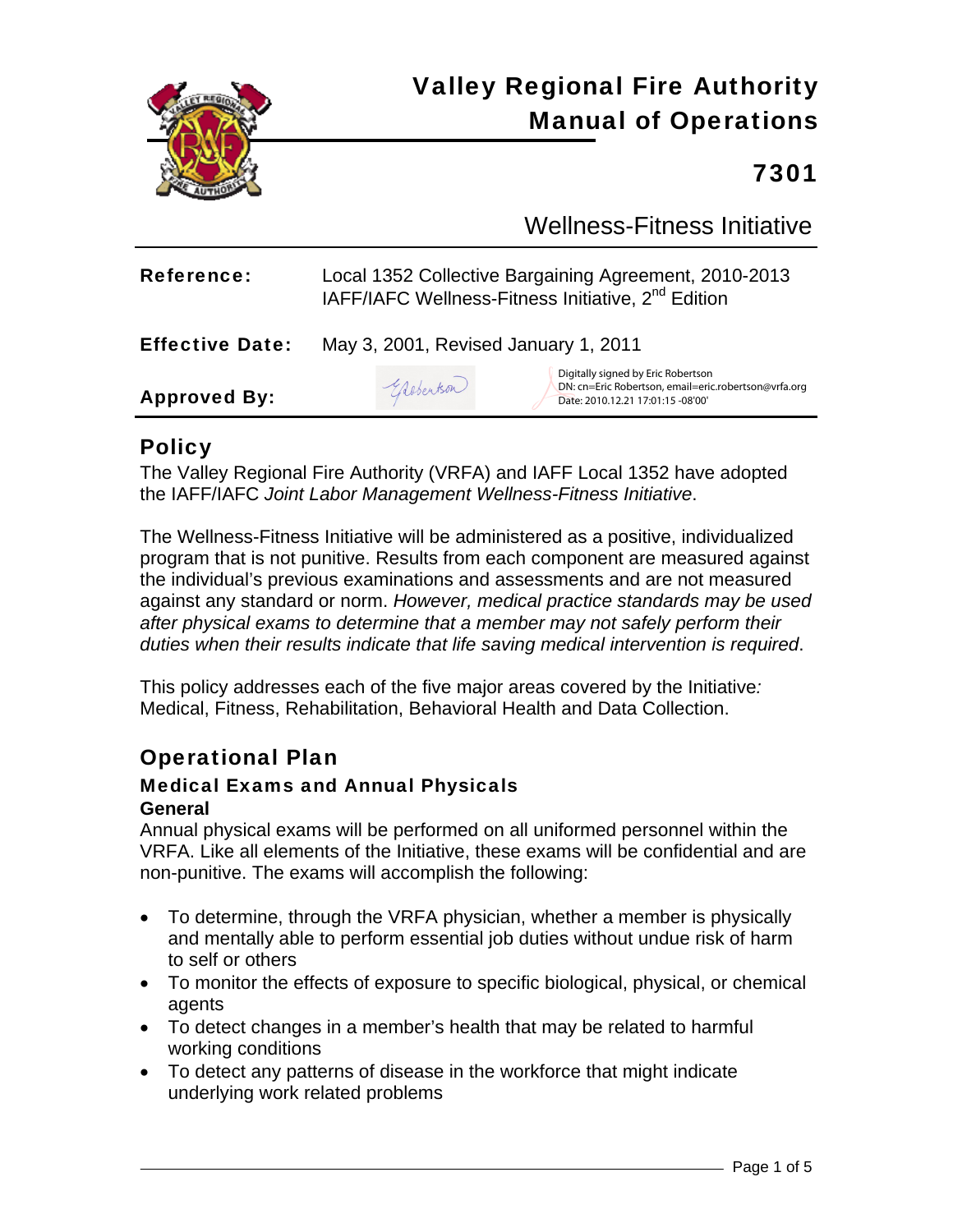# Valley Regional Fire Authority Manual of Operations

## 7301

## Wellness-Fitness Initiative

| | |
|---|---|
| **Reference:** | Local 1352 Collective Bargaining Agreement, 2010-2013<br>IAFF/IAFC Wellness-Fitness Initiative, 2nd Edition |
| **Effective Date:** | May 3, 2001, Revised January 1, 2011 |
| **Approved By:** | Digitally signed by Eric Robertson<br>DN: cn=Eric Robertson, email=eric.robertson@vrfa.org<br>Date: 2010.12.21 17:01:15 -08'00' |

## Policy

The Valley Regional Fire Authority (VRFA) and IAFF Local 1352 have adopted the IAFF/IAFC *Joint Labor Management Wellness-Fitness Initiative*.

The Wellness-Fitness Initiative will be administered as a positive, individualized program that is not punitive. Results from each component are measured against the individual's previous examinations and assessments and are not measured against any standard or norm. *However, medical practice standards may be used after physical exams to determine that a member may not safely perform their duties when their results indicate that life saving medical intervention is required*.

This policy addresses each of the five major areas covered by the Initiative*:* Medical, Fitness, Rehabilitation, Behavioral Health and Data Collection.

## Operational Plan

### Medical Exams and Annual Physicals

**General**

Annual physical exams will be performed on all uniformed personnel within the VRFA. Like all elements of the Initiative, these exams will be confidential and are non-punitive. The exams will accomplish the following:

- To determine, through the VRFA physician, whether a member is physically and mentally able to perform essential job duties without undue risk of harm to self or others
- To monitor the effects of exposure to specific biological, physical, or chemical agents
- To detect changes in a member's health that may be related to harmful working conditions
- To detect any patterns of disease in the workforce that might indicate underlying work related problems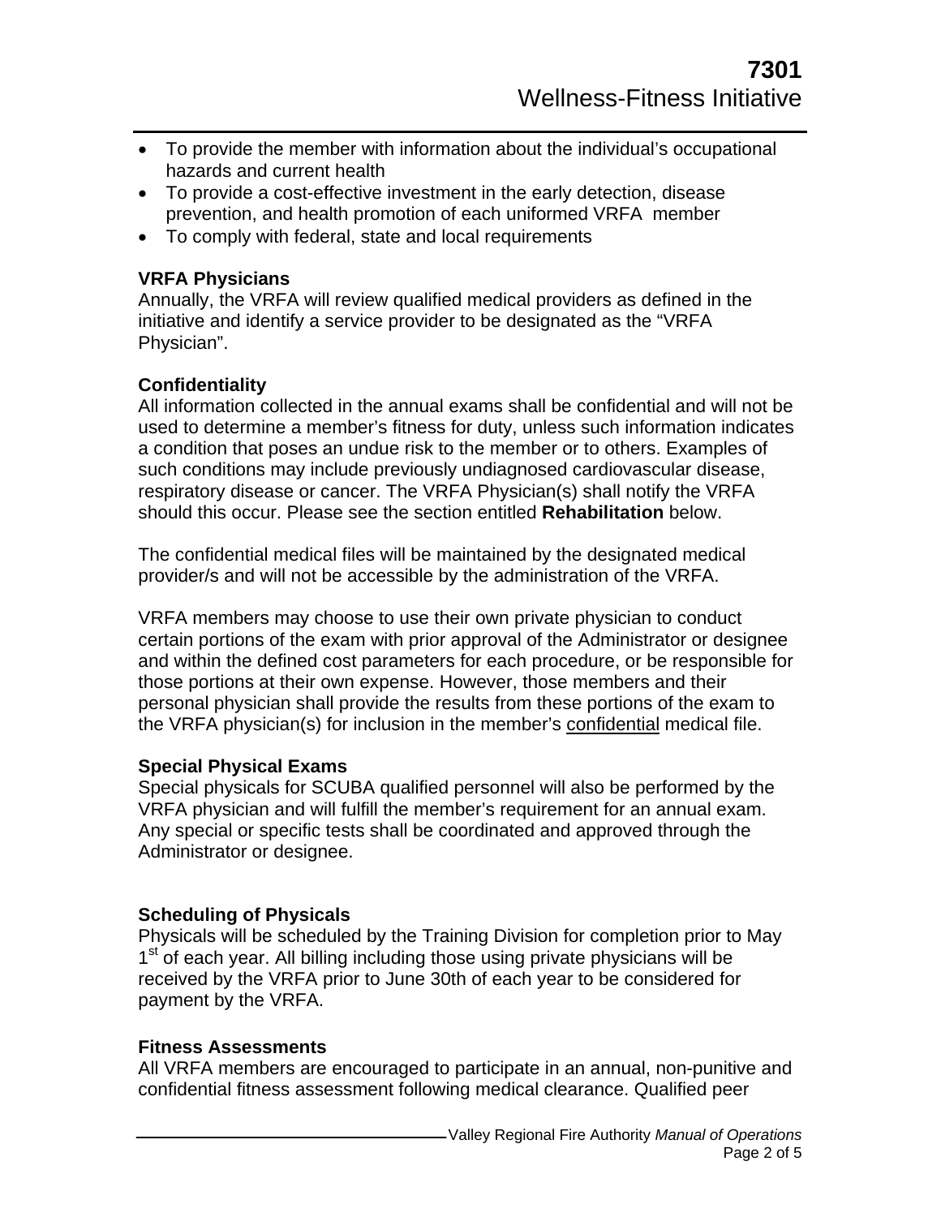- To provide the member with information about the individual's occupational hazards and current health
- To provide a cost-effective investment in the early detection, disease prevention, and health promotion of each uniformed VRFA member
- To comply with federal, state and local requirements

**VRFA Physicians**

Annually, the VRFA will review qualified medical providers as defined in the initiative and identify a service provider to be designated as the "VRFA Physician".

**Confidentiality**

All information collected in the annual exams shall be confidential and will not be used to determine a member's fitness for duty, unless such information indicates a condition that poses an undue risk to the member or to others. Examples of such conditions may include previously undiagnosed cardiovascular disease, respiratory disease or cancer. The VRFA Physician(s) shall notify the VRFA should this occur. Please see the section entitled **Rehabilitation** below.

The confidential medical files will be maintained by the designated medical provider/s and will not be accessible by the administration of the VRFA.

VRFA members may choose to use their own private physician to conduct certain portions of the exam with prior approval of the Administrator or designee and within the defined cost parameters for each procedure, or be responsible for those portions at their own expense. However, those members and their personal physician shall provide the results from these portions of the exam to the VRFA physician(s) for inclusion in the member's <u>confidential</u> medical file.

**Special Physical Exams**

Special physicals for SCUBA qualified personnel will also be performed by the VRFA physician and will fulfill the member's requirement for an annual exam. Any special or specific tests shall be coordinated and approved through the Administrator or designee.

**Scheduling of Physicals**

Physicals will be scheduled by the Training Division for completion prior to May 1st of each year. All billing including those using private physicians will be received by the VRFA prior to June 30th of each year to be considered for payment by the VRFA.

**Fitness Assessments**

All VRFA members are encouraged to participate in an annual, non-punitive and confidential fitness assessment following medical clearance. Qualified peer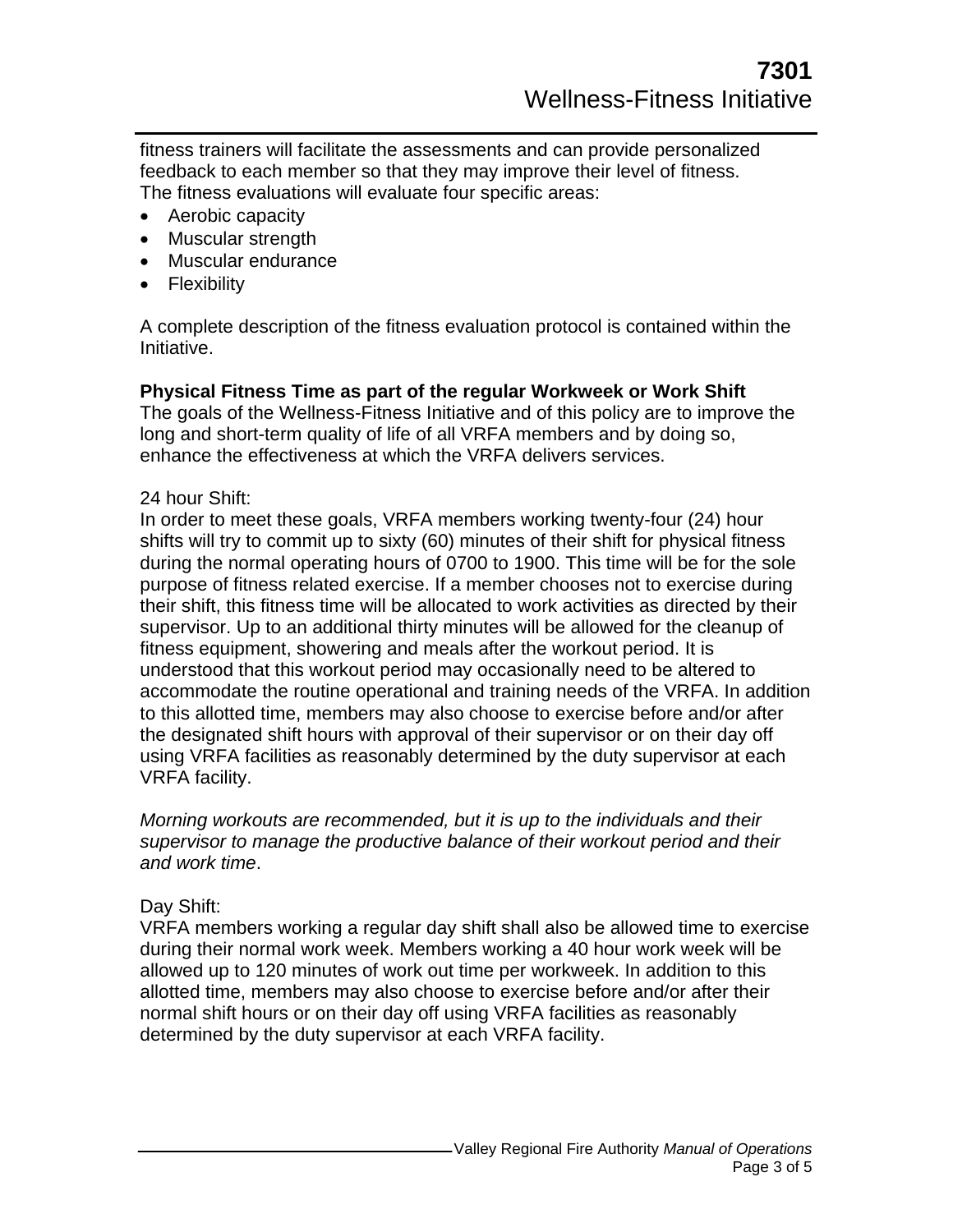fitness trainers will facilitate the assessments and can provide personalized feedback to each member so that they may improve their level of fitness. The fitness evaluations will evaluate four specific areas:

- Aerobic capacity
- Muscular strength
- Muscular endurance
- Flexibility

A complete description of the fitness evaluation protocol is contained within the Initiative.

**Physical Fitness Time as part of the regular Workweek or Work Shift**
The goals of the Wellness-Fitness Initiative and of this policy are to improve the long and short-term quality of life of all VRFA members and by doing so, enhance the effectiveness at which the VRFA delivers services.

24 hour Shift:
In order to meet these goals, VRFA members working twenty-four (24) hour shifts will try to commit up to sixty (60) minutes of their shift for physical fitness during the normal operating hours of 0700 to 1900. This time will be for the sole purpose of fitness related exercise. If a member chooses not to exercise during their shift, this fitness time will be allocated to work activities as directed by their supervisor. Up to an additional thirty minutes will be allowed for the cleanup of fitness equipment, showering and meals after the workout period. It is understood that this workout period may occasionally need to be altered to accommodate the routine operational and training needs of the VRFA. In addition to this allotted time, members may also choose to exercise before and/or after the designated shift hours with approval of their supervisor or on their day off using VRFA facilities as reasonably determined by the duty supervisor at each VRFA facility.

*Morning workouts are recommended, but it is up to the individuals and their supervisor to manage the productive balance of their workout period and their and work time*.

Day Shift:
VRFA members working a regular day shift shall also be allowed time to exercise during their normal work week. Members working a 40 hour work week will be allowed up to 120 minutes of work out time per workweek. In addition to this allotted time, members may also choose to exercise before and/or after their normal shift hours or on their day off using VRFA facilities as reasonably determined by the duty supervisor at each VRFA facility.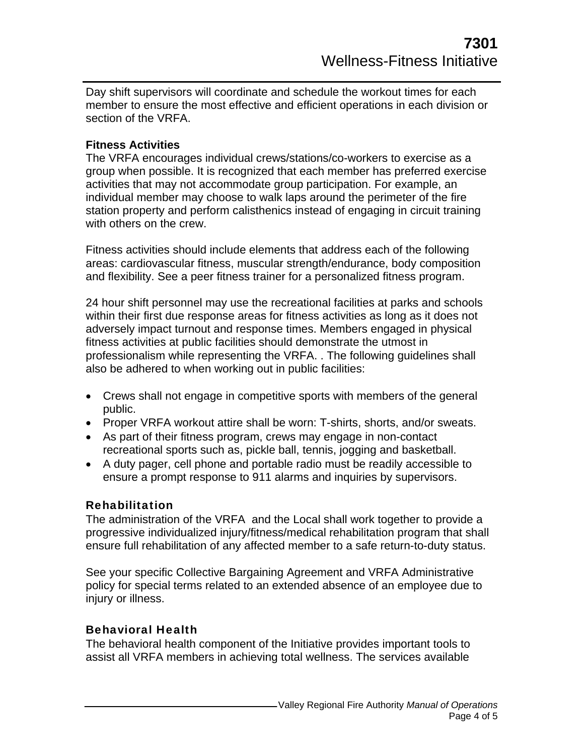Day shift supervisors will coordinate and schedule the workout times for each member to ensure the most effective and efficient operations in each division or section of the VRFA.

**Fitness Activities**

The VRFA encourages individual crews/stations/co-workers to exercise as a group when possible. It is recognized that each member has preferred exercise activities that may not accommodate group participation. For example, an individual member may choose to walk laps around the perimeter of the fire station property and perform calisthenics instead of engaging in circuit training with others on the crew.

Fitness activities should include elements that address each of the following areas: cardiovascular fitness, muscular strength/endurance, body composition and flexibility. See a peer fitness trainer for a personalized fitness program.

24 hour shift personnel may use the recreational facilities at parks and schools within their first due response areas for fitness activities as long as it does not adversely impact turnout and response times. Members engaged in physical fitness activities at public facilities should demonstrate the utmost in professionalism while representing the VRFA. . The following guidelines shall also be adhered to when working out in public facilities:

- Crews shall not engage in competitive sports with members of the general public.
- Proper VRFA workout attire shall be worn: T-shirts, shorts, and/or sweats.
- As part of their fitness program, crews may engage in non-contact recreational sports such as, pickle ball, tennis, jogging and basketball.
- A duty pager, cell phone and portable radio must be readily accessible to ensure a prompt response to 911 alarms and inquiries by supervisors.

### Rehabilitation

The administration of the VRFA and the Local shall work together to provide a progressive individualized injury/fitness/medical rehabilitation program that shall ensure full rehabilitation of any affected member to a safe return-to-duty status.

See your specific Collective Bargaining Agreement and VRFA Administrative policy for special terms related to an extended absence of an employee due to injury or illness.

### Behavioral Health

The behavioral health component of the Initiative provides important tools to assist all VRFA members in achieving total wellness. The services available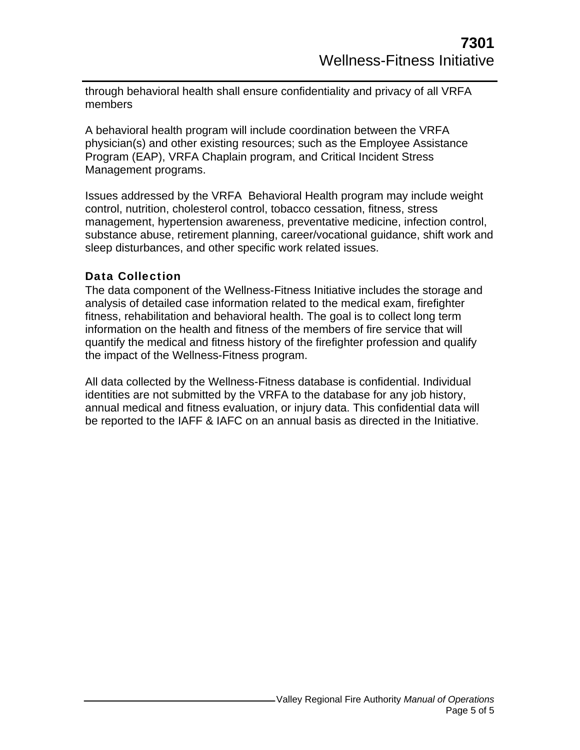through behavioral health shall ensure confidentiality and privacy of all VRFA members

A behavioral health program will include coordination between the VRFA physician(s) and other existing resources; such as the Employee Assistance Program (EAP), VRFA Chaplain program, and Critical Incident Stress Management programs.

Issues addressed by the VRFA Behavioral Health program may include weight control, nutrition, cholesterol control, tobacco cessation, fitness, stress management, hypertension awareness, preventative medicine, infection control, substance abuse, retirement planning, career/vocational guidance, shift work and sleep disturbances, and other specific work related issues.

### Data Collection

The data component of the Wellness-Fitness Initiative includes the storage and analysis of detailed case information related to the medical exam, firefighter fitness, rehabilitation and behavioral health. The goal is to collect long term information on the health and fitness of the members of fire service that will quantify the medical and fitness history of the firefighter profession and qualify the impact of the Wellness-Fitness program.

All data collected by the Wellness-Fitness database is confidential. Individual identities are not submitted by the VRFA to the database for any job history, annual medical and fitness evaluation, or injury data. This confidential data will be reported to the IAFF & IAFC on an annual basis as directed in the Initiative.